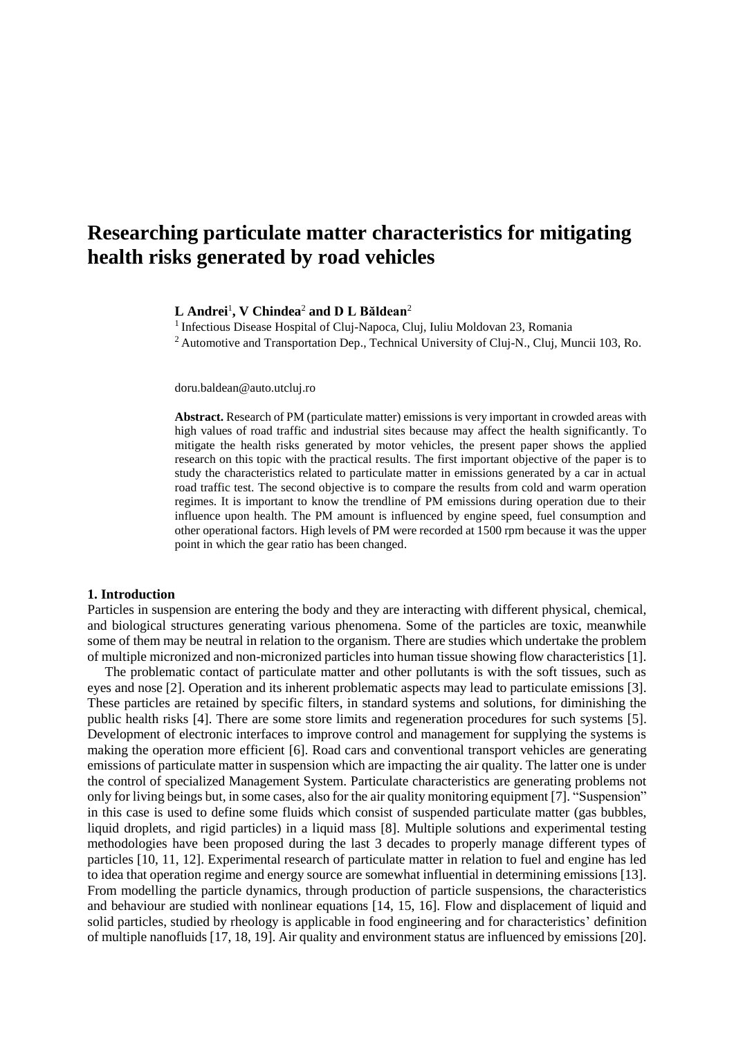# Researching particulate matter characteristics for mitigating health risks generated by road vehicles

**L Andrei**[1]**, V Chindea**[2] **and D L Băldean**[2]

[1] Infectious Disease Hospital of Cluj-Napoca, Cluj, Iuliu Moldovan 23, Romania

[2] Automotive and Transportation Dep., Technical University of Cluj-N., Cluj, Muncii 103, Ro.

doru.baldean@auto.utcluj.ro

**Abstract.** Research of PM (particulate matter) emissions is very important in crowded areas with high values of road traffic and industrial sites because may affect the health significantly. To mitigate the health risks generated by motor vehicles, the present paper shows the applied research on this topic with the practical results. The first important objective of the paper is to study the characteristics related to particulate matter in emissions generated by a car in actual road traffic test. The second objective is to compare the results from cold and warm operation regimes. It is important to know the trendline of PM emissions during operation due to their influence upon health. The PM amount is influenced by engine speed, fuel consumption and other operational factors. High levels of PM were recorded at 1500 rpm because it was the upper point in which the gear ratio has been changed.

## 1. Introduction

Particles in suspension are entering the body and they are interacting with different physical, chemical, and biological structures generating various phenomena. Some of the particles are toxic, meanwhile some of them may be neutral in relation to the organism. There are studies which undertake the problem of multiple micronized and non-micronized particles into human tissue showing flow characteristics [1].

The problematic contact of particulate matter and other pollutants is with the soft tissues, such as eyes and nose [2]. Operation and its inherent problematic aspects may lead to particulate emissions [3]. These particles are retained by specific filters, in standard systems and solutions, for diminishing the public health risks [4]. There are some store limits and regeneration procedures for such systems [5]. Development of electronic interfaces to improve control and management for supplying the systems is making the operation more efficient [6]. Road cars and conventional transport vehicles are generating emissions of particulate matter in suspension which are impacting the air quality. The latter one is under the control of specialized Management System. Particulate characteristics are generating problems not only for living beings but, in some cases, also for the air quality monitoring equipment [7]. "Suspension" in this case is used to define some fluids which consist of suspended particulate matter (gas bubbles, liquid droplets, and rigid particles) in a liquid mass [8]. Multiple solutions and experimental testing methodologies have been proposed during the last 3 decades to properly manage different types of particles [10, 11, 12]. Experimental research of particulate matter in relation to fuel and engine has led to idea that operation regime and energy source are somewhat influential in determining emissions [13]. From modelling the particle dynamics, through production of particle suspensions, the characteristics and behaviour are studied with nonlinear equations [14, 15, 16]. Flow and displacement of liquid and solid particles, studied by rheology is applicable in food engineering and for characteristics' definition of multiple nanofluids [17, 18, 19]. Air quality and environment status are influenced by emissions [20].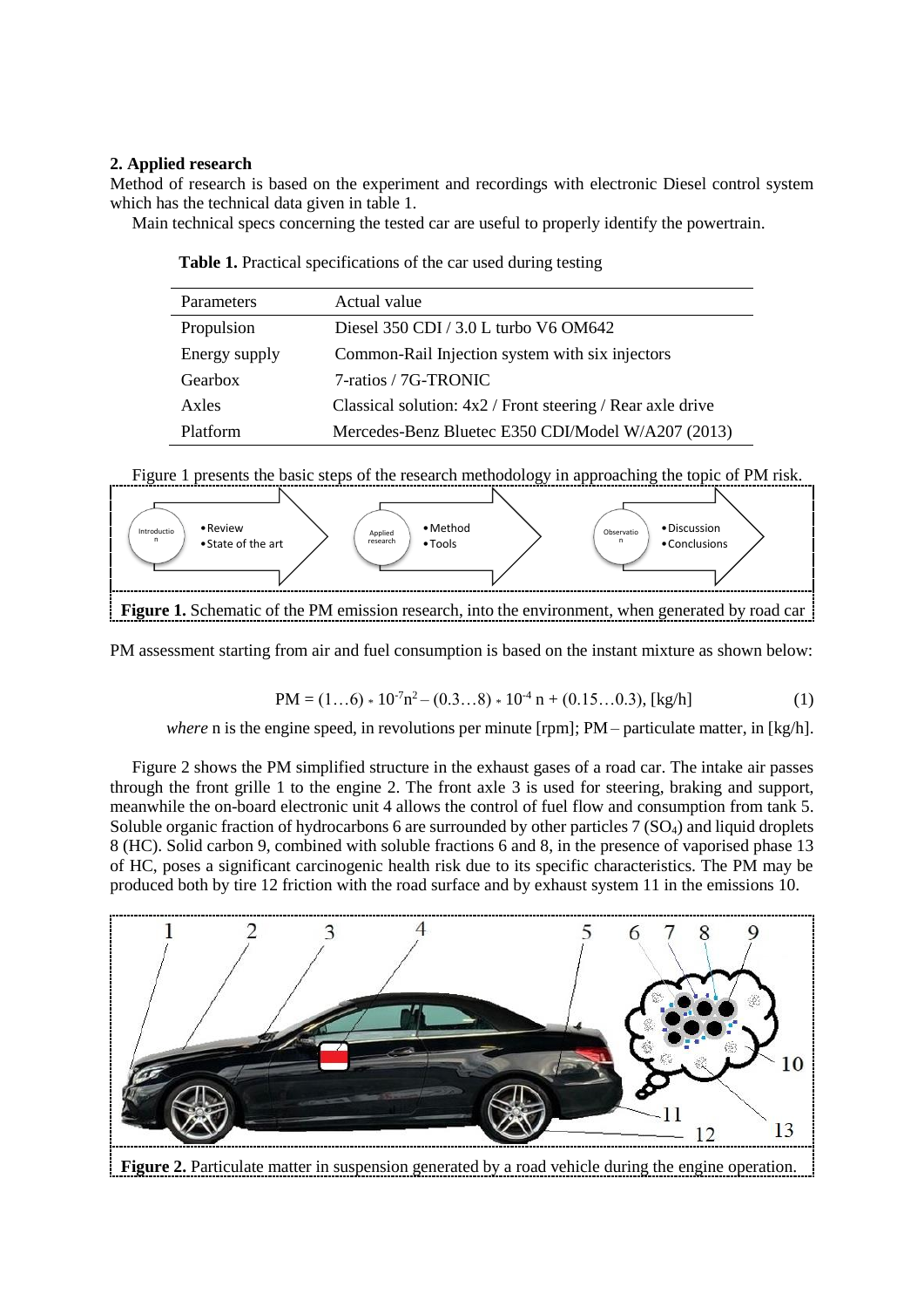## 2. Applied research

Method of research is based on the experiment and recordings with electronic Diesel control system which has the technical data given in table 1.

Main technical specs concerning the tested car are useful to properly identify the powertrain.

**Table 1.** Practical specifications of the car used during testing

| Parameters | Actual value |
|---|---|
| Propulsion | Diesel 350 CDI / 3.0 L turbo V6 OM642 |
| Energy supply | Common-Rail Injection system with six injectors |
| Gearbox | 7-ratios / 7G-TRONIC |
| Axles | Classical solution: 4x2 / Front steering / Rear axle drive |
| Platform | Mercedes-Benz Bluetec E350 CDI/Model W/A207 (2013) |

Figure 1 presents the basic steps of the research methodology in approaching the topic of PM risk.

Introduction
- Review
- State of the art

Applied research
- Method
- Tools

Observation
- Discussion
- Conclusions

**Figure 1.** Schematic of the PM emission research, into the environment, when generated by road car

PM assessment starting from air and fuel consumption is based on the instant mixture as shown below:

$$PM = (1 \ldots 6) * 10^{-7} n^2 - (0.3 \ldots 8) * 10^{-4} n + (0.15 \ldots 0.3), \text{[kg/h]} \tag{1}$$

*where* n is the engine speed, in revolutions per minute [rpm]; PM – particulate matter, in [kg/h].

Figure 2 shows the PM simplified structure in the exhaust gases of a road car. The intake air passes through the front grille 1 to the engine 2. The front axle 3 is used for steering, braking and support, meanwhile the on-board electronic unit 4 allows the control of fuel flow and consumption from tank 5. Soluble organic fraction of hydrocarbons 6 are surrounded by other particles 7 ($SO_4$) and liquid droplets 8 (HC). Solid carbon 9, combined with soluble fractions 6 and 8, in the presence of vaporised phase 13 of HC, poses a significant carcinogenic health risk due to its specific characteristics. The PM may be produced both by tire 12 friction with the road surface and by exhaust system 11 in the emissions 10.

**Figure 2.** Particulate matter in suspension generated by a road vehicle during the engine operation.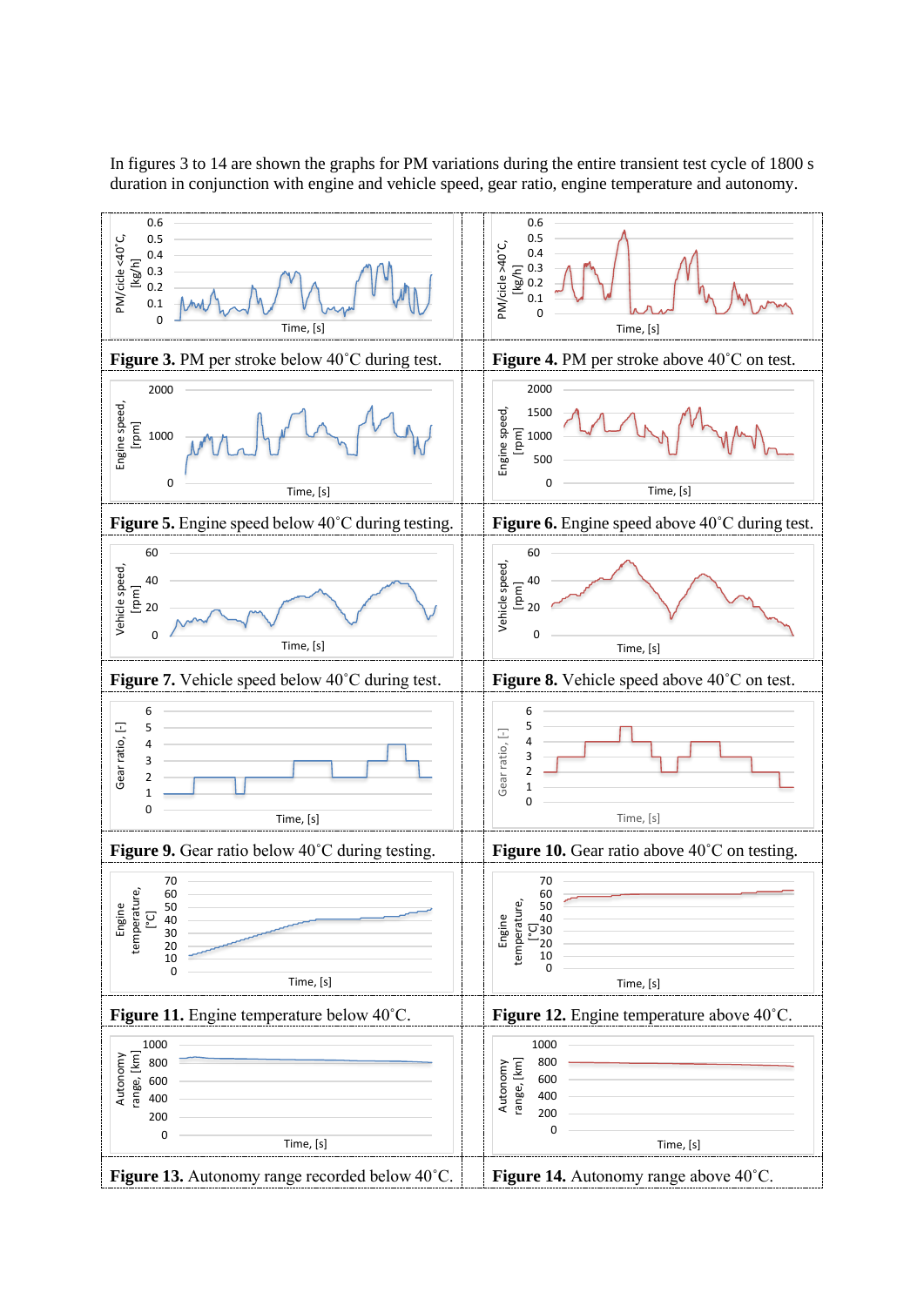In figures 3 to 14 are shown the graphs for PM variations during the entire transient test cycle of 1800 s duration in conjunction with engine and vehicle speed, gear ratio, engine temperature and autonomy.

**Figure 3.** PM per stroke below 40˚C during test.

**Figure 4.** PM per stroke above 40˚C on test.

**Figure 5.** Engine speed below 40˚C during testing.

**Figure 6.** Engine speed above 40˚C during test.

**Figure 7.** Vehicle speed below 40˚C during test.

**Figure 8.** Vehicle speed above 40˚C on test.

**Figure 9.** Gear ratio below 40˚C during testing.

**Figure 10.** Gear ratio above 40˚C on testing.

**Figure 11.** Engine temperature below 40˚C.

**Figure 12.** Engine temperature above 40˚C.

**Figure 13.** Autonomy range recorded below 40˚C.

**Figure 14.** Autonomy range above 40˚C.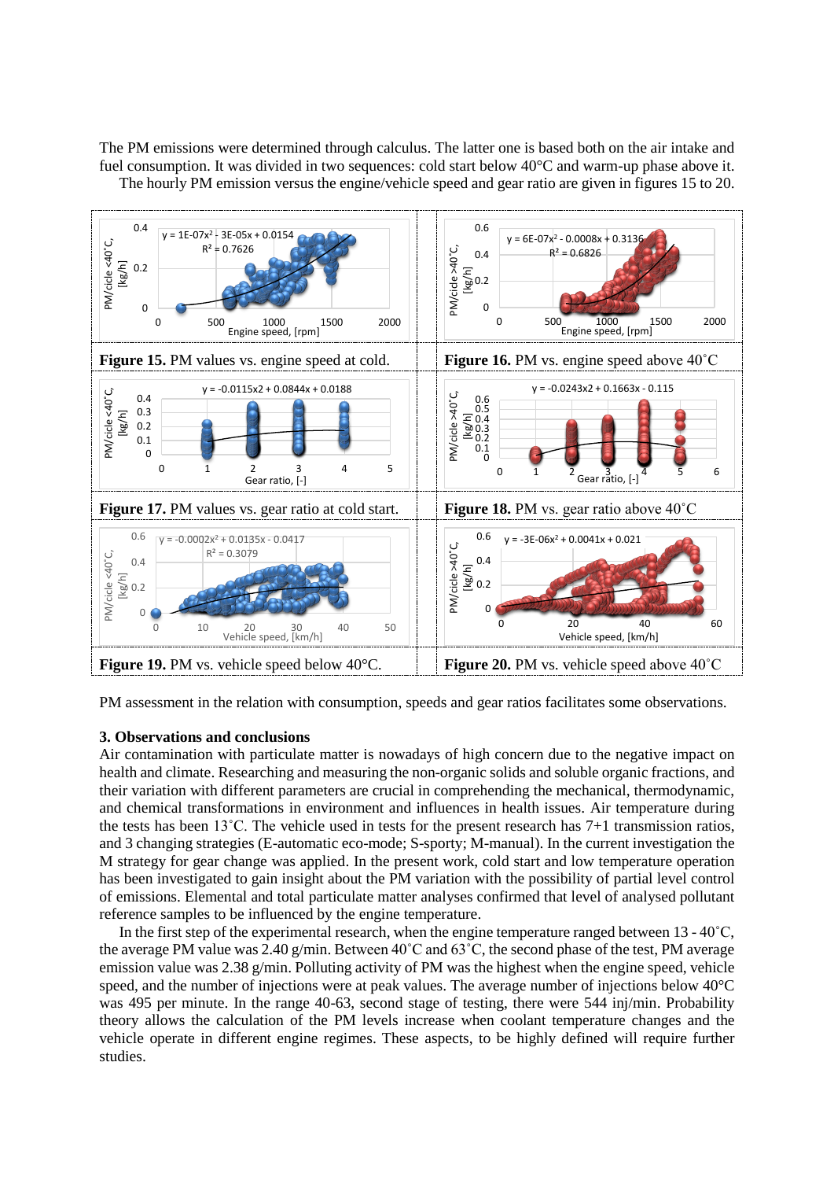The PM emissions were determined through calculus. The latter one is based both on the air intake and fuel consumption. It was divided in two sequences: cold start below 40°C and warm-up phase above it.

The hourly PM emission versus the engine/vehicle speed and gear ratio are given in figures 15 to 20.

**Figure 15.** PM values vs. engine speed at cold.

**Figure 16.** PM vs. engine speed above 40˚C

**Figure 17.** PM values vs. gear ratio at cold start.

**Figure 18.** PM vs. gear ratio above 40˚C

**Figure 19.** PM vs. vehicle speed below 40°C.

**Figure 20.** PM vs. vehicle speed above 40˚C

PM assessment in the relation with consumption, speeds and gear ratios facilitates some observations.

### 3. Observations and conclusions

Air contamination with particulate matter is nowadays of high concern due to the negative impact on health and climate. Researching and measuring the non-organic solids and soluble organic fractions, and their variation with different parameters are crucial in comprehending the mechanical, thermodynamic, and chemical transformations in environment and influences in health issues. Air temperature during the tests has been 13˚C. The vehicle used in tests for the present research has 7+1 transmission ratios, and 3 changing strategies (E-automatic eco-mode; S-sporty; M-manual). In the current investigation the M strategy for gear change was applied. In the present work, cold start and low temperature operation has been investigated to gain insight about the PM variation with the possibility of partial level control of emissions. Elemental and total particulate matter analyses confirmed that level of analysed pollutant reference samples to be influenced by the engine temperature.

In the first step of the experimental research, when the engine temperature ranged between 13 - 40˚C, the average PM value was 2.40 g/min. Between 40˚C and 63˚C, the second phase of the test, PM average emission value was 2.38 g/min. Polluting activity of PM was the highest when the engine speed, vehicle speed, and the number of injections were at peak values. The average number of injections below 40°C was 495 per minute. In the range 40-63, second stage of testing, there were 544 inj/min. Probability theory allows the calculation of the PM levels increase when coolant temperature changes and the vehicle operate in different engine regimes. These aspects, to be highly defined will require further studies.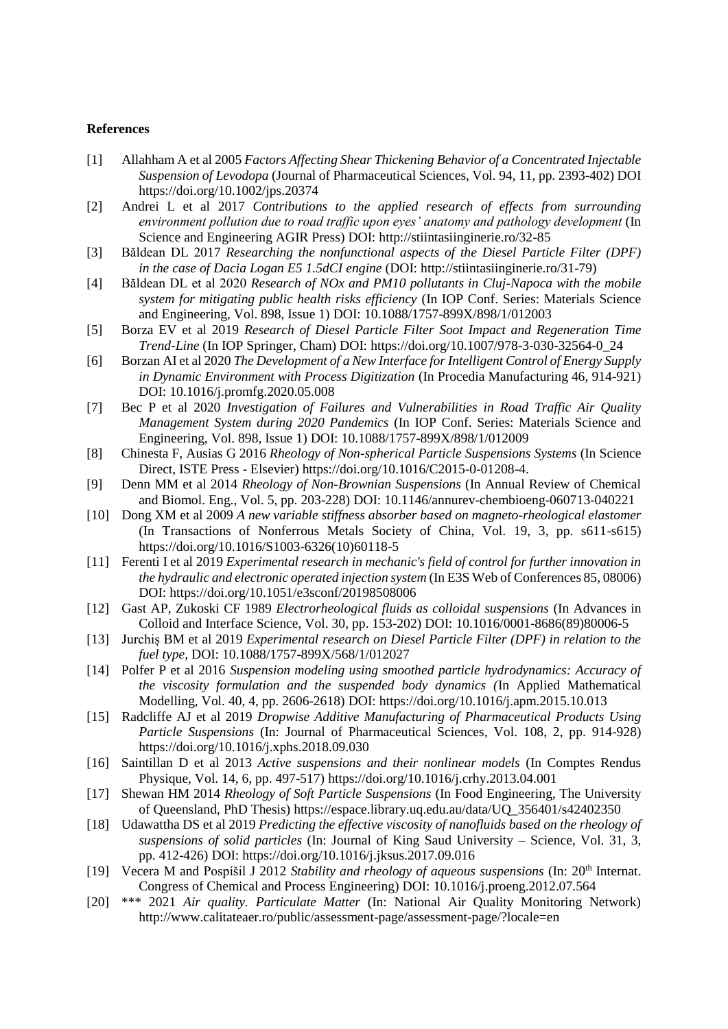**References**

[1] Allahham A et al 2005 *Factors Affecting Shear Thickening Behavior of a Concentrated Injectable Suspension of Levodopa* (Journal of Pharmaceutical Sciences, Vol. 94, 11, pp. 2393-402) DOI https://doi.org/10.1002/jps.20374

[2] Andrei L et al 2017 *Contributions to the applied research of effects from surrounding environment pollution due to road traffic upon eyes' anatomy and pathology development* (In Science and Engineering AGIR Press) DOI: http://stiintasiinginerie.ro/32-85

[3] Băldean DL 2017 *Researching the nonfunctional aspects of the Diesel Particle Filter (DPF) in the case of Dacia Logan E5 1.5dCI engine* (DOI: http://stiintasiinginerie.ro/31-79)

[4] Băldean DL et al 2020 *Research of NOx and PM10 pollutants in Cluj-Napoca with the mobile system for mitigating public health risks efficiency* (In IOP Conf. Series: Materials Science and Engineering, Vol. 898, Issue 1) DOI: 10.1088/1757-899X/898/1/012003

[5] Borza EV et al 2019 *Research of Diesel Particle Filter Soot Impact and Regeneration Time Trend-Line* (In IOP Springer, Cham) DOI: https://doi.org/10.1007/978-3-030-32564-0_24

[6] Borzan AI et al 2020 *The Development of a New Interface for Intelligent Control of Energy Supply in Dynamic Environment with Process Digitization* (In Procedia Manufacturing 46, 914-921) DOI: 10.1016/j.promfg.2020.05.008

[7] Bec P et al 2020 *Investigation of Failures and Vulnerabilities in Road Traffic Air Quality Management System during 2020 Pandemics* (In IOP Conf. Series: Materials Science and Engineering, Vol. 898, Issue 1) DOI: 10.1088/1757-899X/898/1/012009

[8] Chinesta F, Ausias G 2016 *Rheology of Non-spherical Particle Suspensions Systems* (In Science Direct, ISTE Press - Elsevier) https://doi.org/10.1016/C2015-0-01208-4.

[9] Denn MM et al 2014 *Rheology of Non-Brownian Suspensions* (In Annual Review of Chemical and Biomol. Eng., Vol. 5, pp. 203-228) DOI: 10.1146/annurev-chembioeng-060713-040221

[10] Dong XM et al 2009 *A new variable stiffness absorber based on magneto-rheological elastomer* (In Transactions of Nonferrous Metals Society of China, Vol. 19, 3, pp. s611-s615) https://doi.org/10.1016/S1003-6326(10)60118-5

[11] Ferenti I et al 2019 *Experimental research in mechanic's field of control for further innovation in the hydraulic and electronic operated injection system* (In E3S Web of Conferences 85, 08006) DOI: https://doi.org/10.1051/e3sconf/20198508006

[12] Gast AP, Zukoski CF 1989 *Electrorheological fluids as colloidal suspensions* (In Advances in Colloid and Interface Science, Vol. 30, pp. 153-202) DOI: 10.1016/0001-8686(89)80006-5

[13] Jurchiș BM et al 2019 *Experimental research on Diesel Particle Filter (DPF) in relation to the fuel type*, DOI: 10.1088/1757-899X/568/1/012027

[14] Polfer P et al 2016 *Suspension modeling using smoothed particle hydrodynamics: Accuracy of the viscosity formulation and the suspended body dynamics (*In Applied Mathematical Modelling, Vol. 40, 4, pp. 2606-2618) DOI: https://doi.org/10.1016/j.apm.2015.10.013

[15] Radcliffe AJ et al 2019 *Dropwise Additive Manufacturing of Pharmaceutical Products Using Particle Suspensions* (In: Journal of Pharmaceutical Sciences, Vol. 108, 2, pp. 914-928) https://doi.org/10.1016/j.xphs.2018.09.030

[16] Saintillan D et al 2013 *Active suspensions and their nonlinear models* (In Comptes Rendus Physique, Vol. 14, 6, pp. 497-517) https://doi.org/10.1016/j.crhy.2013.04.001

[17] Shewan HM 2014 *Rheology of Soft Particle Suspensions* (In Food Engineering, The University of Queensland, PhD Thesis) https://espace.library.uq.edu.au/data/UQ_356401/s42402350

[18] Udawattha DS et al 2019 *Predicting the effective viscosity of nanofluids based on the rheology of suspensions of solid particles* (In: Journal of King Saud University – Science, Vol. 31, 3, pp. 412-426) DOI: https://doi.org/10.1016/j.jksus.2017.09.016

[19] Vecera M and Pospíšil J 2012 *Stability and rheology of aqueous suspensions* (In: 20th Internat. Congress of Chemical and Process Engineering) DOI: 10.1016/j.proeng.2012.07.564

[20] *** 2021 *Air quality. Particulate Matter* (In: National Air Quality Monitoring Network) http://www.calitateaer.ro/public/assessment-page/assessment-page/?locale=en